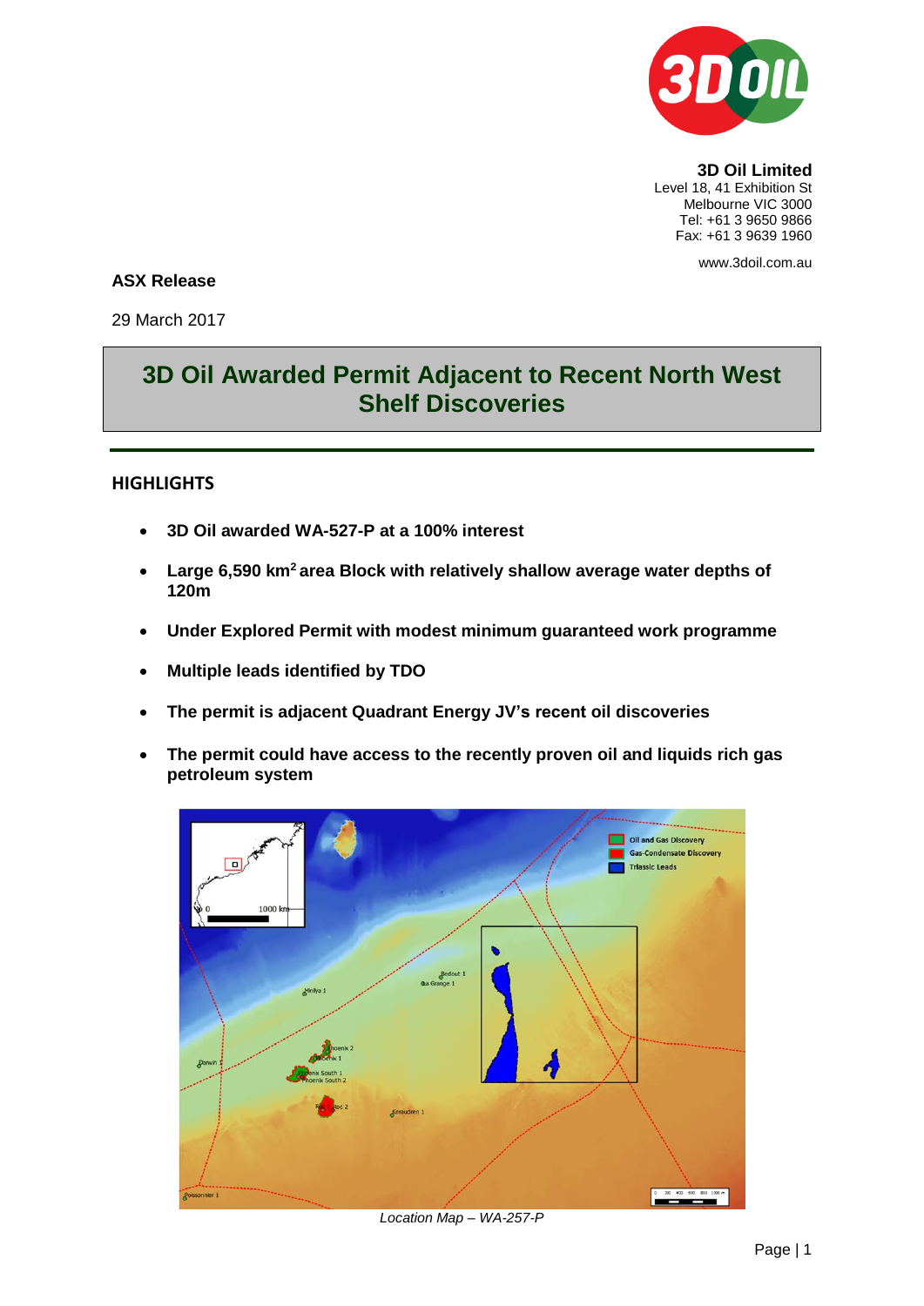**3D Oil Limited**
Level 18, 41 Exhibition St
Melbourne VIC 3000
Tel: +61 3 9650 9866
Fax: +61 3 9639 1960

www.3doil.com.au

**ASX Release**

29 March 2017

# 3D Oil Awarded Permit Adjacent to Recent North West Shelf Discoveries

## HIGHLIGHTS

- **3D Oil awarded WA-527-P at a 100% interest**
- **Large 6,590 km$^2$ area Block with relatively shallow average water depths of 120m**
- **Under Explored Permit with modest minimum guaranteed work programme**
- **Multiple leads identified by TDO**
- **The permit is adjacent Quadrant Energy JV's recent oil discoveries**
- **The permit could have access to the recently proven oil and liquids rich gas petroleum system**

*Location Map – WA-257-P*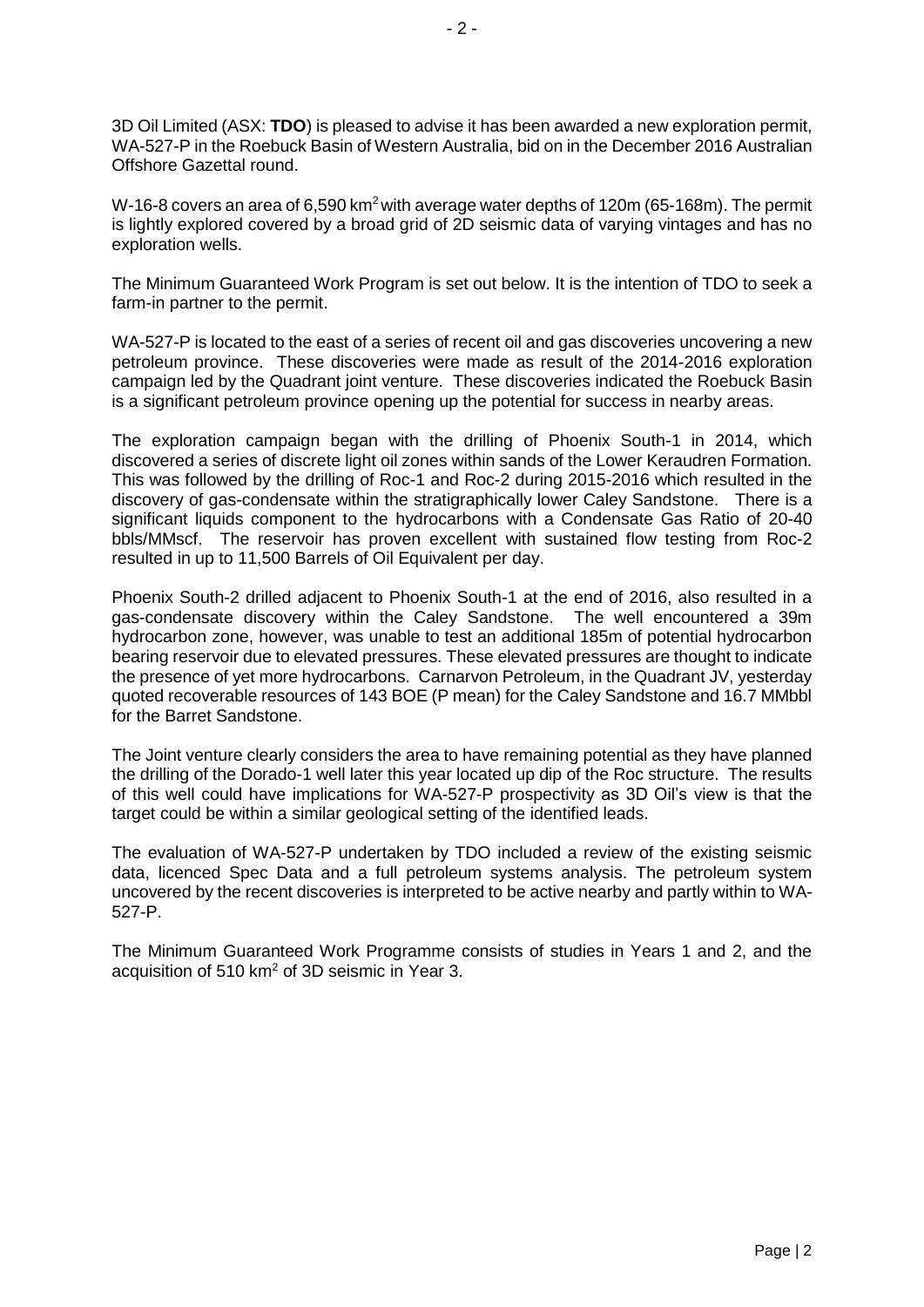3D Oil Limited (ASX: **TDO**) is pleased to advise it has been awarded a new exploration permit, WA-527-P in the Roebuck Basin of Western Australia, bid on in the December 2016 Australian Offshore Gazettal round.

W-16-8 covers an area of 6,590 km$^2$ with average water depths of 120m (65-168m). The permit is lightly explored covered by a broad grid of 2D seismic data of varying vintages and has no exploration wells.

The Minimum Guaranteed Work Program is set out below. It is the intention of TDO to seek a farm-in partner to the permit.

WA-527-P is located to the east of a series of recent oil and gas discoveries uncovering a new petroleum province. These discoveries were made as result of the 2014-2016 exploration campaign led by the Quadrant joint venture. These discoveries indicated the Roebuck Basin is a significant petroleum province opening up the potential for success in nearby areas.

The exploration campaign began with the drilling of Phoenix South-1 in 2014, which discovered a series of discrete light oil zones within sands of the Lower Keraudren Formation. This was followed by the drilling of Roc-1 and Roc-2 during 2015-2016 which resulted in the discovery of gas-condensate within the stratigraphically lower Caley Sandstone. There is a significant liquids component to the hydrocarbons with a Condensate Gas Ratio of 20-40 bbls/MMscf. The reservoir has proven excellent with sustained flow testing from Roc-2 resulted in up to 11,500 Barrels of Oil Equivalent per day.

Phoenix South-2 drilled adjacent to Phoenix South-1 at the end of 2016, also resulted in a gas-condensate discovery within the Caley Sandstone. The well encountered a 39m hydrocarbon zone, however, was unable to test an additional 185m of potential hydrocarbon bearing reservoir due to elevated pressures. These elevated pressures are thought to indicate the presence of yet more hydrocarbons. Carnarvon Petroleum, in the Quadrant JV, yesterday quoted recoverable resources of 143 BOE (P mean) for the Caley Sandstone and 16.7 MMbbl for the Barret Sandstone.

The Joint venture clearly considers the area to have remaining potential as they have planned the drilling of the Dorado-1 well later this year located up dip of the Roc structure. The results of this well could have implications for WA-527-P prospectivity as 3D Oil's view is that the target could be within a similar geological setting of the identified leads.

The evaluation of WA-527-P undertaken by TDO included a review of the existing seismic data, licenced Spec Data and a full petroleum systems analysis. The petroleum system uncovered by the recent discoveries is interpreted to be active nearby and partly within to WA-527-P.

The Minimum Guaranteed Work Programme consists of studies in Years 1 and 2, and the acquisition of 510 km$^2$ of 3D seismic in Year 3.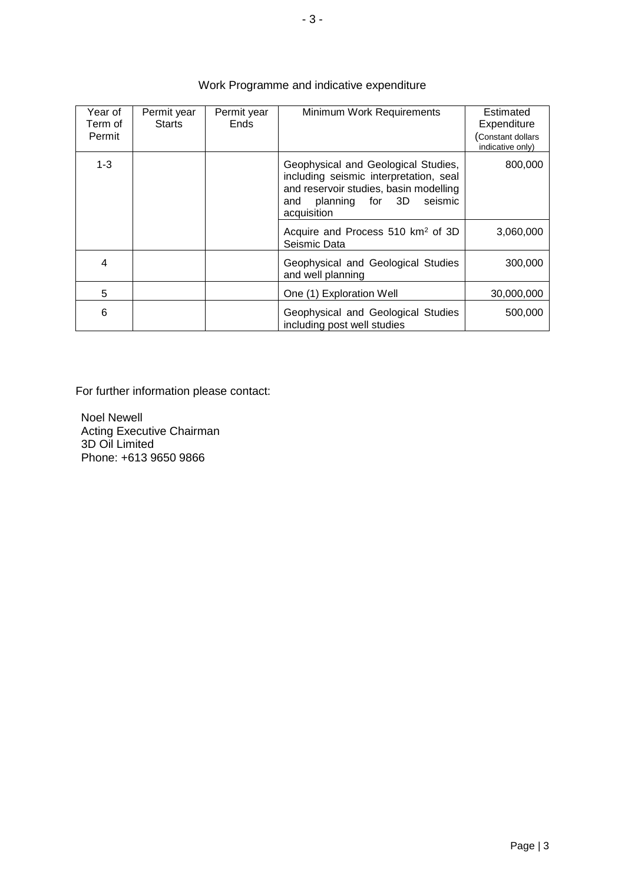Work Programme and indicative expenditure

| Year of Term of Permit | Permit year Starts | Permit year Ends | Minimum Work Requirements | Estimated Expenditure (Constant dollars indicative only) |
|---|---|---|---|---|
| 1-3 | | | Geophysical and Geological Studies, including seismic interpretation, seal and reservoir studies, basin modelling and planning for 3D seismic acquisition | 800,000 |
| | | | Acquire and Process 510 km$^2$ of 3D Seismic Data | 3,060,000 |
| 4 | | | Geophysical and Geological Studies and well planning | 300,000 |
| 5 | | | One (1) Exploration Well | 30,000,000 |
| 6 | | | Geophysical and Geological Studies including post well studies | 500,000 |

For further information please contact:

Noel Newell
Acting Executive Chairman
3D Oil Limited
Phone: +613 9650 9866